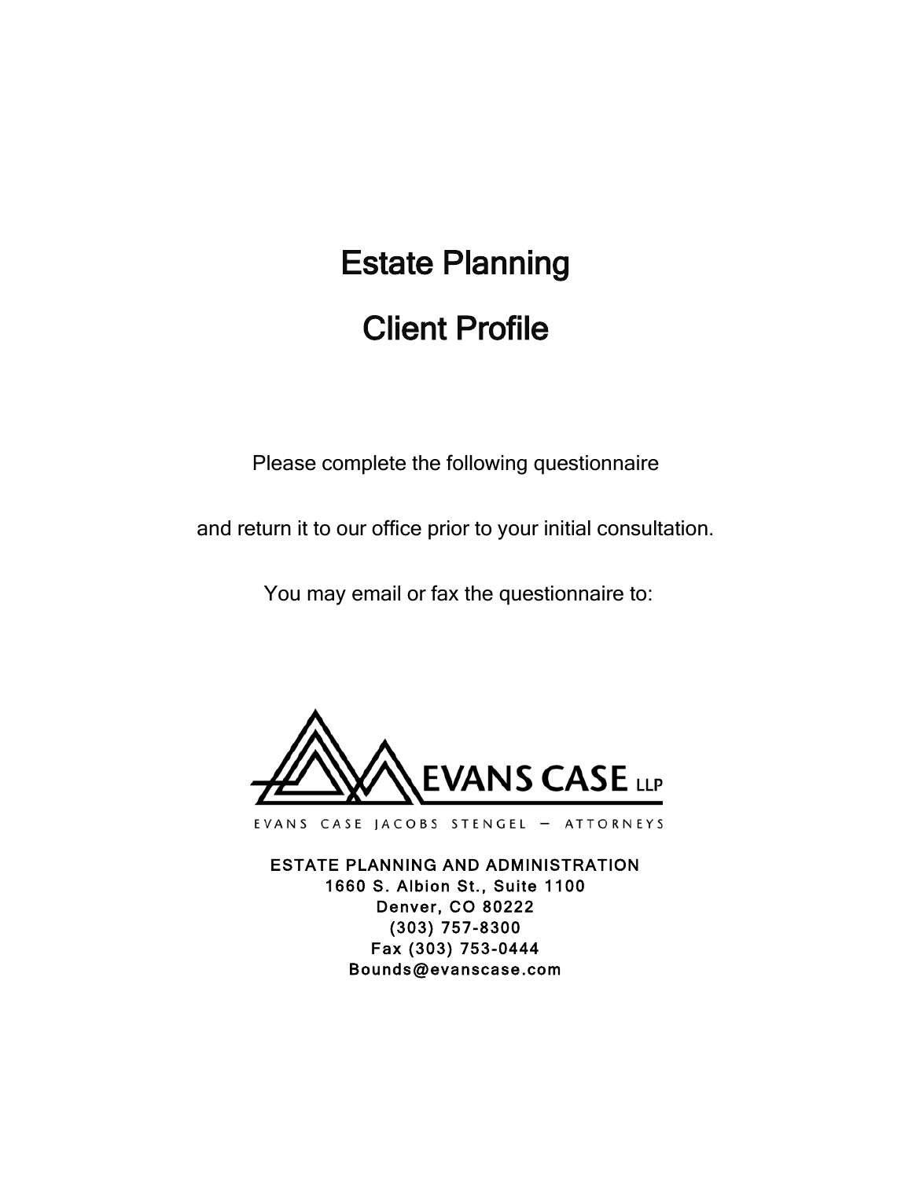# Estate Planning

# Client Profile

Please complete the following questionnaire

and return it to our office prior to your initial consultation.

You may email or fax the questionnaire to:

EVANS CASE LLP

EVANS CASE JACOBS STENGEL — ATTORNEYS

ESTATE PLANNING AND ADMINISTRATION
1660 S. Albion St., Suite 1100
Denver, CO 80222
(303) 757-8300
Fax (303) 753-0444
Bounds@evanscase.com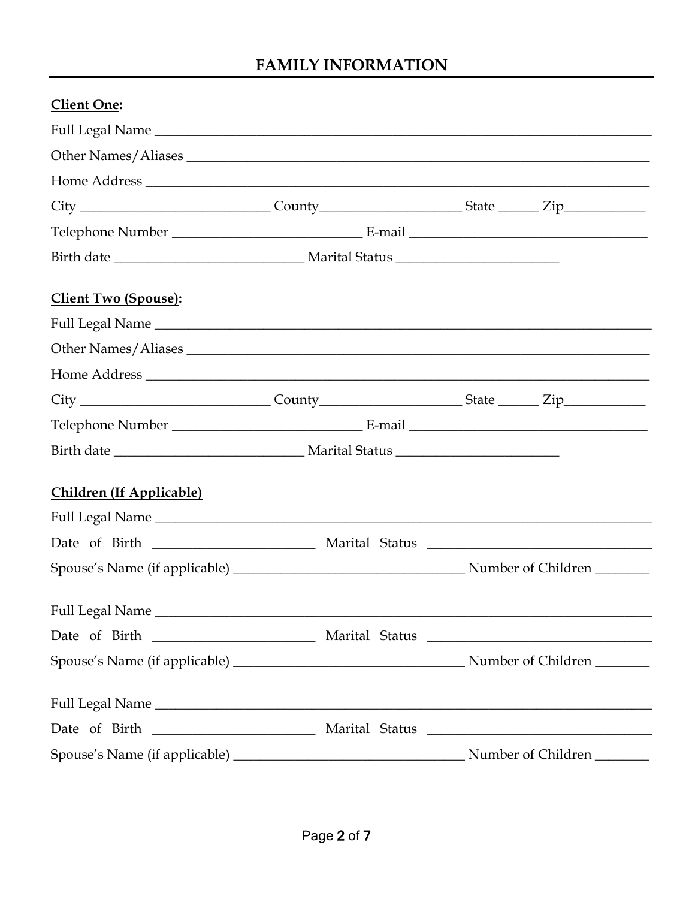## FAMILY INFORMATION

**Client One:**

Full Legal Name ___________________________________________________________________________

Other Names/Aliases _______________________________________________________________________

Home Address _____________________________________________________________________________

City ____________________________ County_____________________ State ______ Zip____________

Telephone Number ____________________________ E-mail __________________________________

Birth date ____________________________ Marital Status ________________________

**Client Two (Spouse):**

Full Legal Name ___________________________________________________________________________

Other Names/Aliases _______________________________________________________________________

Home Address _____________________________________________________________________________

City ____________________________ County_____________________ State ______ Zip____________

Telephone Number ____________________________ E-mail __________________________________

Birth date ____________________________ Marital Status ________________________

**Children (If Applicable)**

Full Legal Name ___________________________________________________________________________

Date of Birth ________________________ Marital Status ________________________________

Spouse's Name (if applicable) __________________________________ Number of Children ________

Full Legal Name ___________________________________________________________________________

Date of Birth ________________________ Marital Status ________________________________

Spouse's Name (if applicable) __________________________________ Number of Children ________

Full Legal Name ___________________________________________________________________________

Date of Birth ________________________ Marital Status ________________________________

Spouse's Name (if applicable) __________________________________ Number of Children ________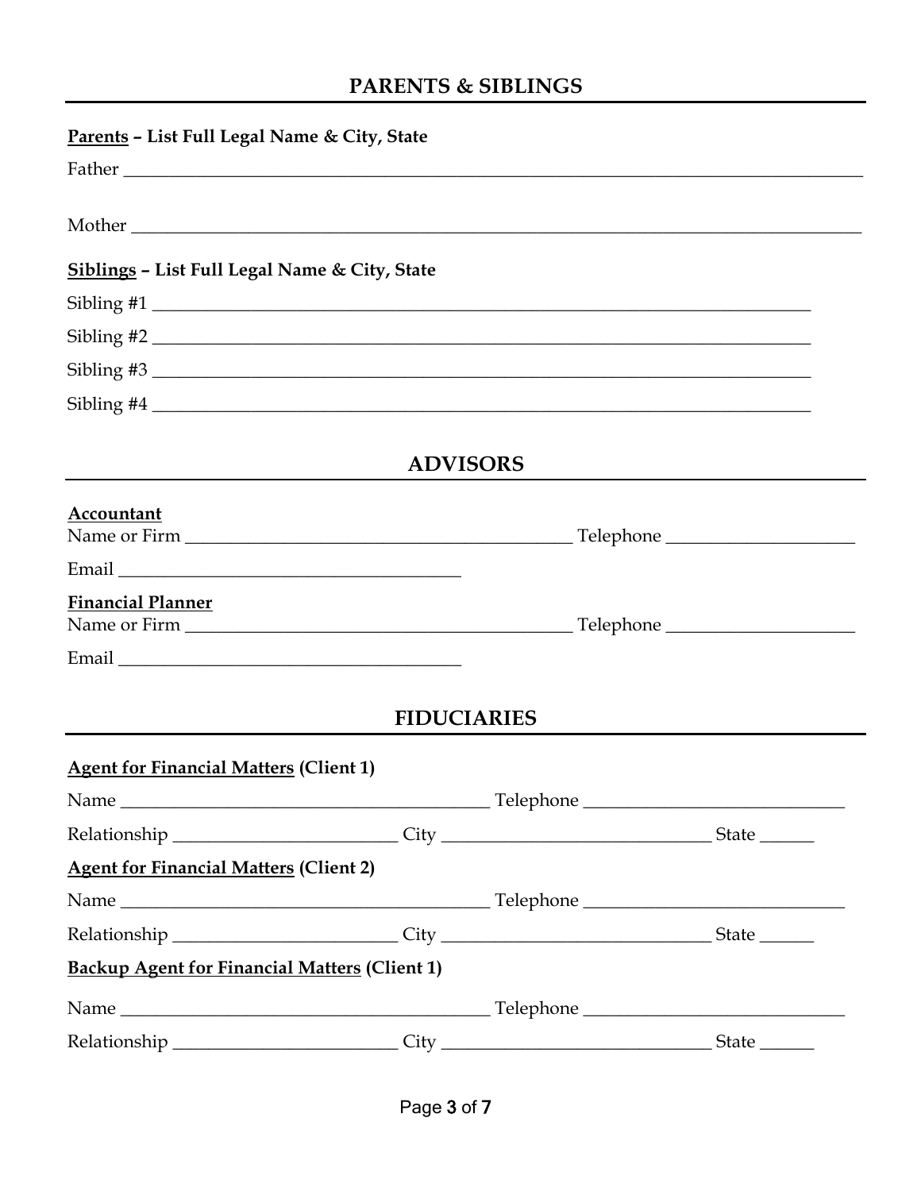## PARENTS & SIBLINGS

**<u>Parents</u> – List Full Legal Name & City, State**

Father ______________________________________________________________________________

Mother ______________________________________________________________________________

**<u>Siblings</u> – List Full Legal Name & City, State**

Sibling #1 _________________________________________________________________________

Sibling #2 _________________________________________________________________________

Sibling #3 _________________________________________________________________________

Sibling #4 _________________________________________________________________________

## ADVISORS

**<u>Accountant</u>**

Name or Firm _____________________________________________ Telephone _____________________

Email _______________________________________

**<u>Financial Planner</u>**

Name or Firm _____________________________________________ Telephone _____________________

Email _______________________________________

## FIDUCIARIES

**<u>Agent for Financial Matters</u> (Client 1)**

Name __________________________________________ Telephone _____________________________

Relationship _________________________ City _______________________________ State ______

**<u>Agent for Financial Matters</u> (Client 2)**

Name __________________________________________ Telephone _____________________________

Relationship _________________________ City _______________________________ State ______

**<u>Backup Agent for Financial Matters</u> (Client 1)**

Name __________________________________________ Telephone _____________________________

Relationship _________________________ City _______________________________ State ______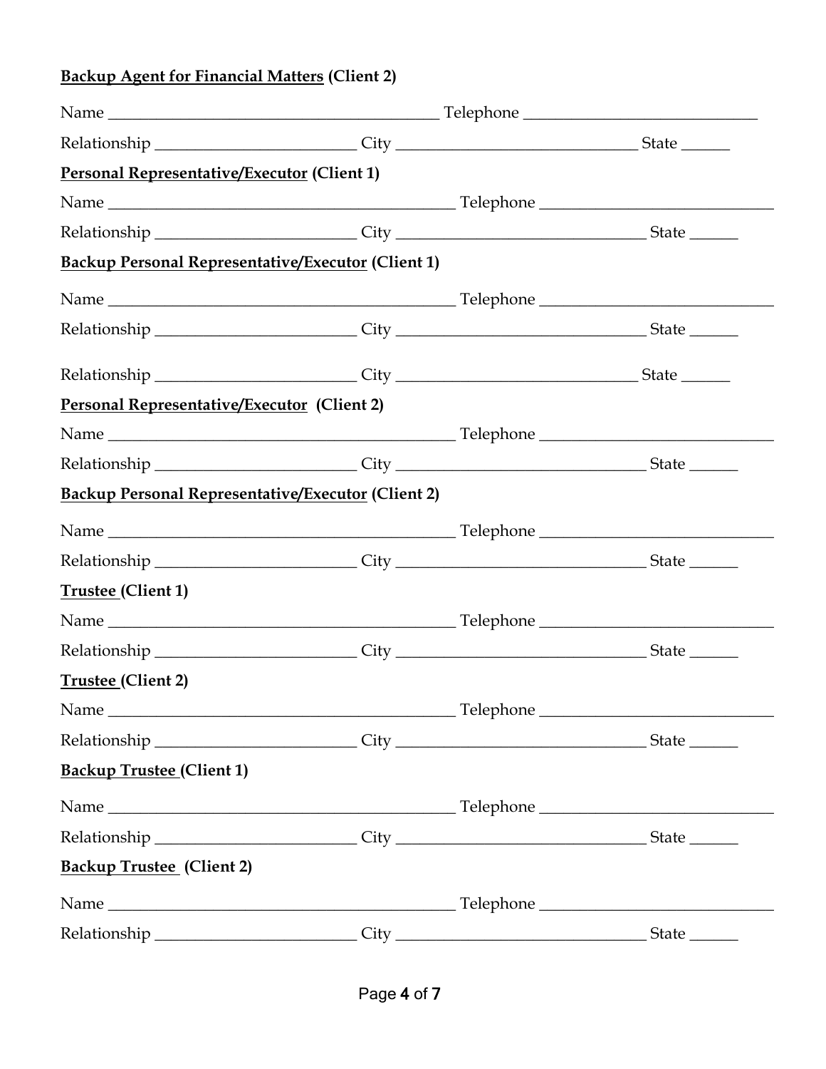**<u>Backup Agent for Financial Matters</u> (Client 2)**

Name ________________________________________ Telephone ____________________________

Relationship ________________________ City _____________________________ State ______

**<u>Personal Representative/Executor</u> (Client 1)**

Name __________________________________________ Telephone ____________________________

Relationship ________________________ City ______________________________ State ______

**<u>Backup Personal Representative/Executor</u> (Client 1)**

Name __________________________________________ Telephone ____________________________

Relationship ________________________ City ______________________________ State ______

Relationship ________________________ City _____________________________ State ______

**<u>Personal Representative/Executor</u> (Client 2)**

Name __________________________________________ Telephone ____________________________

Relationship ________________________ City ______________________________ State ______

**<u>Backup Personal Representative/Executor</u> (Client 2)**

Name __________________________________________ Telephone ____________________________

Relationship ________________________ City ______________________________ State ______

**<u>Trustee</u> (Client 1)**

Name __________________________________________ Telephone ____________________________

Relationship ________________________ City ______________________________ State ______

**<u>Trustee</u> (Client 2)**

Name __________________________________________ Telephone ____________________________

Relationship ________________________ City ______________________________ State ______

**<u>Backup Trustee</u> (Client 1)**

Name __________________________________________ Telephone ____________________________

Relationship ________________________ City ______________________________ State ______

**<u>Backup Trustee</u> (Client 2)**

Name __________________________________________ Telephone ____________________________

Relationship ________________________ City ______________________________ State ______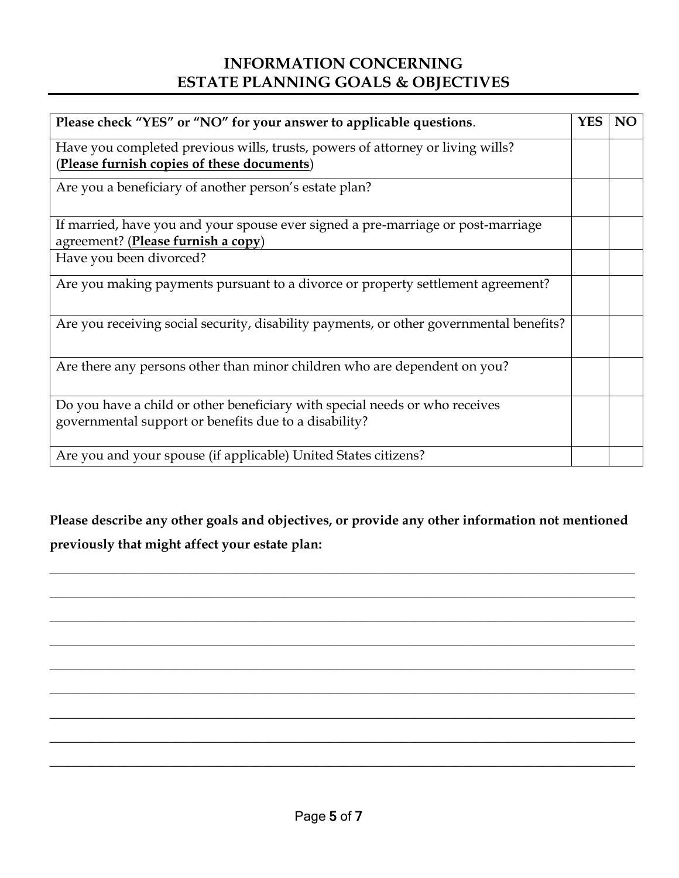# INFORMATION CONCERNING ESTATE PLANNING GOALS & OBJECTIVES

| **Please check "YES" or "NO" for your answer to applicable questions**. | **YES** | **NO** |
|---|---|---|
| Have you completed previous wills, trusts, powers of attorney or living wills? (**Please furnish copies of these documents**) | | |
| Are you a beneficiary of another person's estate plan? | | |
| If married, have you and your spouse ever signed a pre-marriage or post-marriage agreement? (**Please furnish a copy**) | | |
| Have you been divorced? | | |
| Are you making payments pursuant to a divorce or property settlement agreement? | | |
| Are you receiving social security, disability payments, or other governmental benefits? | | |
| Are there any persons other than minor children who are dependent on you? | | |
| Do you have a child or other beneficiary with special needs or who receives governmental support or benefits due to a disability? | | |
| Are you and your spouse (if applicable) United States citizens? | | |

**Please describe any other goals and objectives, or provide any other information not mentioned previously that might affect your estate plan:**

_______________________________________________________________________________

_______________________________________________________________________________

_______________________________________________________________________________

_______________________________________________________________________________

_______________________________________________________________________________

_______________________________________________________________________________

_______________________________________________________________________________

_______________________________________________________________________________

_______________________________________________________________________________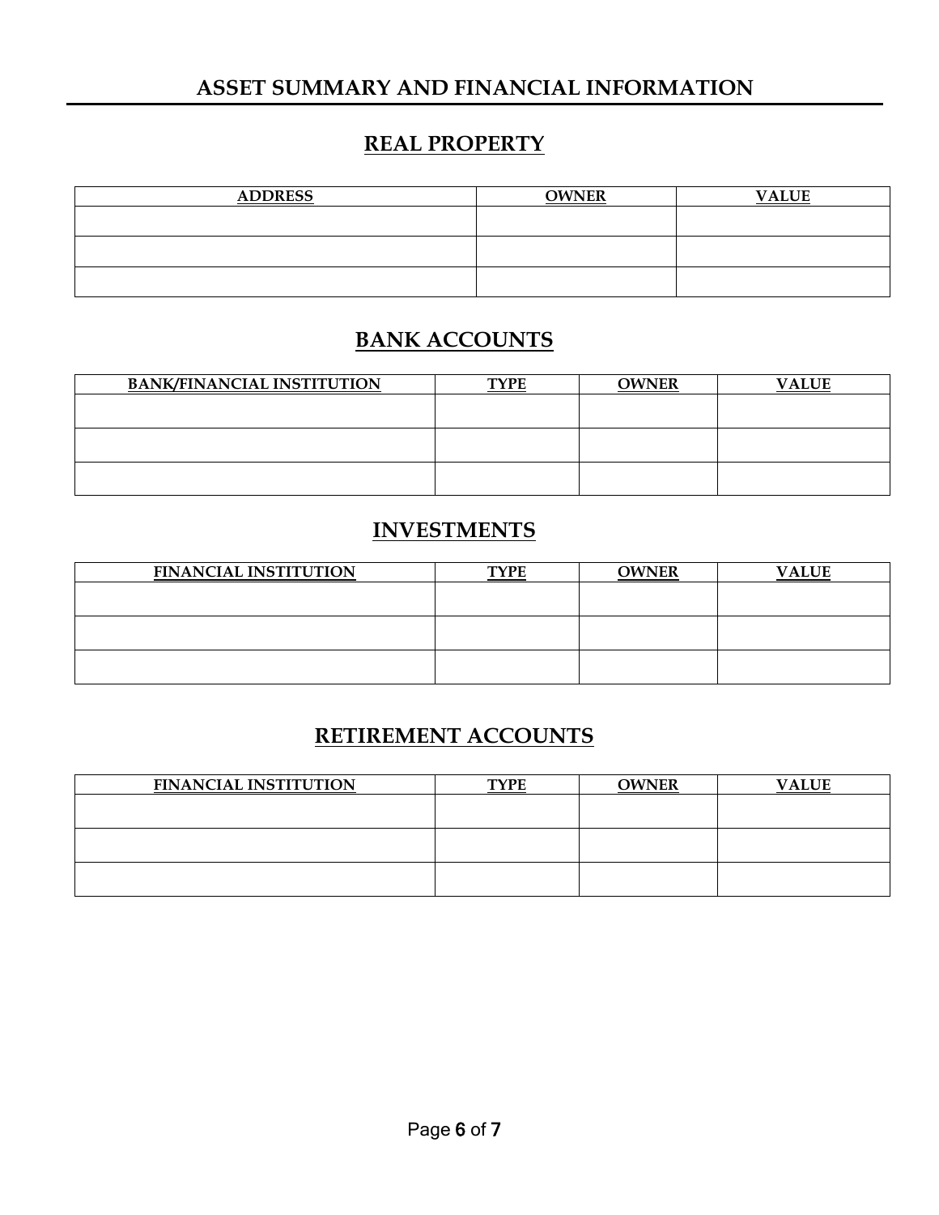# ASSET SUMMARY AND FINANCIAL INFORMATION

## REAL PROPERTY

| ADDRESS | OWNER | VALUE |
|---|---|---|
| | | |
| | | |
| | | |

## BANK ACCOUNTS

| BANK/FINANCIAL INSTITUTION | TYPE | OWNER | VALUE |
|---|---|---|---|
| | | | |
| | | | |
| | | | |

## INVESTMENTS

| FINANCIAL INSTITUTION | TYPE | OWNER | VALUE |
|---|---|---|---|
| | | | |
| | | | |
| | | | |

## RETIREMENT ACCOUNTS

| FINANCIAL INSTITUTION | TYPE | OWNER | VALUE |
|---|---|---|---|
| | | | |
| | | | |
| | | | |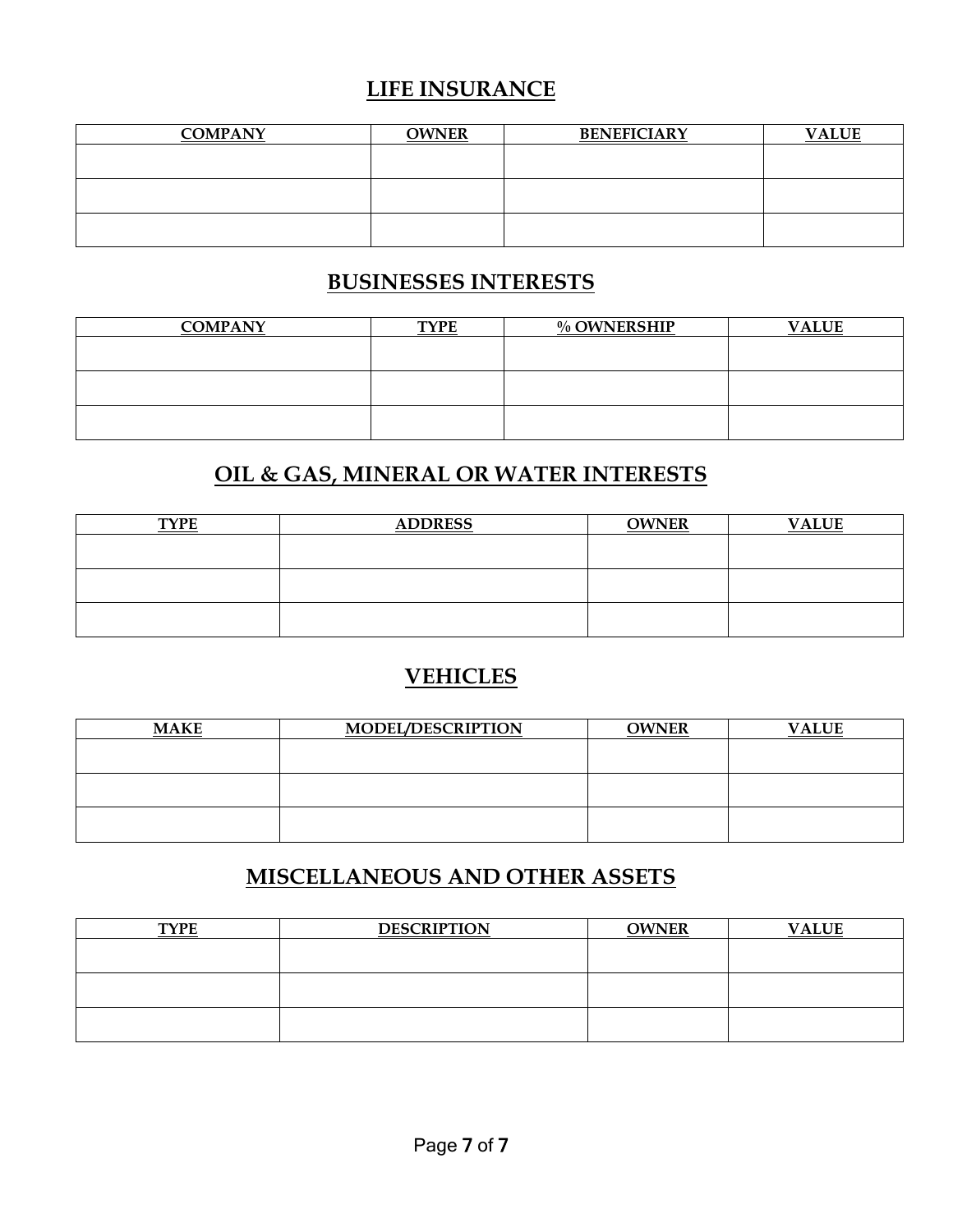## LIFE INSURANCE

| COMPANY | OWNER | BENEFICIARY | VALUE |
| --- | --- | --- | --- |
| | | | |
| | | | |
| | | | |

## BUSINESSES INTERESTS

| COMPANY | TYPE | % OWNERSHIP | VALUE |
| --- | --- | --- | --- |
| | | | |
| | | | |
| | | | |

## OIL & GAS, MINERAL OR WATER INTERESTS

| TYPE | ADDRESS | OWNER | VALUE |
| --- | --- | --- | --- |
| | | | |
| | | | |
| | | | |

## VEHICLES

| MAKE | MODEL/DESCRIPTION | OWNER | VALUE |
| --- | --- | --- | --- |
| | | | |
| | | | |
| | | | |

## MISCELLANEOUS AND OTHER ASSETS

| TYPE | DESCRIPTION | OWNER | VALUE |
| --- | --- | --- | --- |
| | | | |
| | | | |
| | | | |